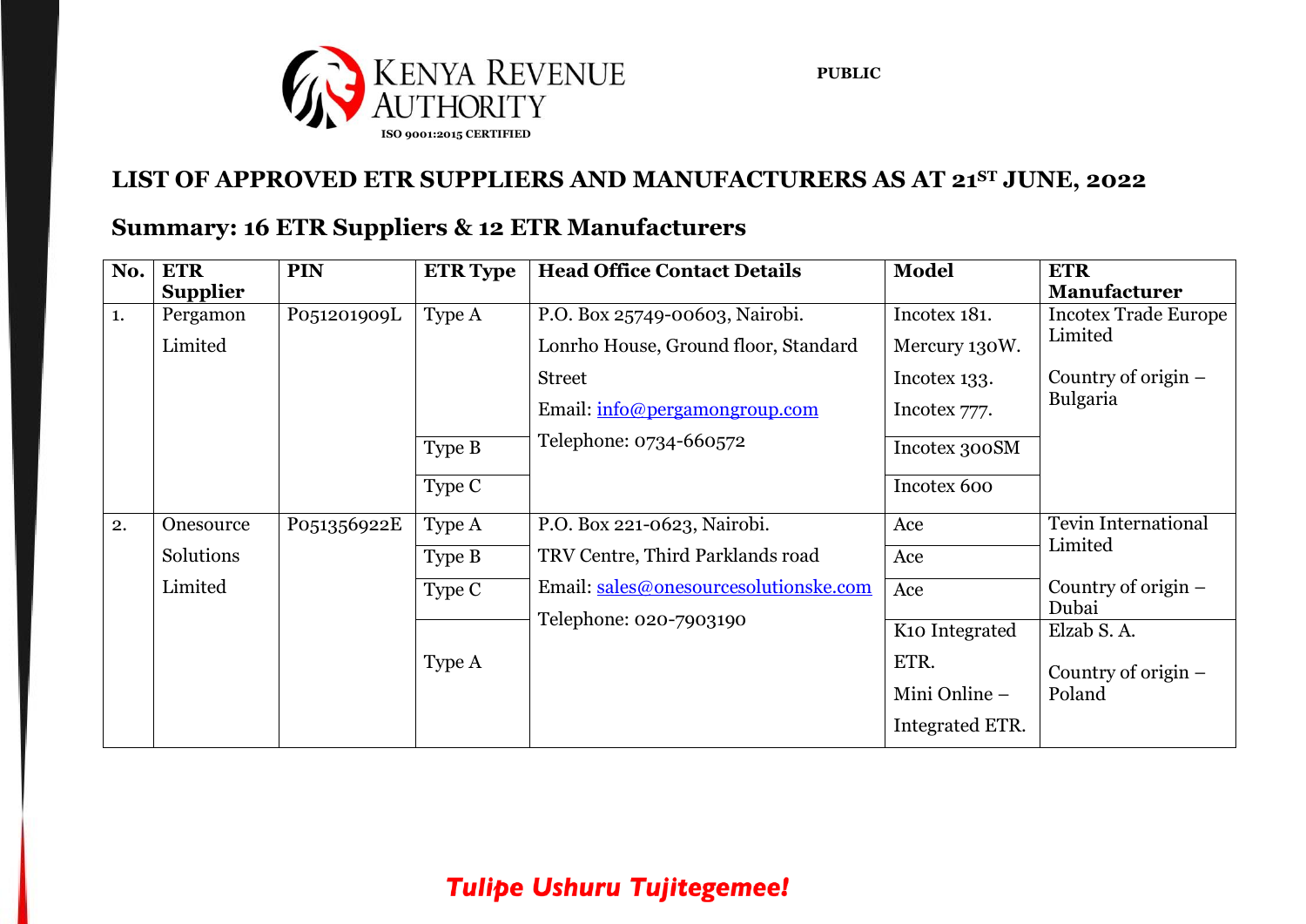KENYA REVENUE AUTHORITY

ISO 9001:2015 CERTIFIED

**PUBLIC**

## LIST OF APPROVED ETR SUPPLIERS AND MANUFACTURERS AS AT 21ST JUNE, 2022

## Summary: 16 ETR Suppliers & 12 ETR Manufacturers

| No. | ETR Supplier | PIN | ETR Type | Head Office Contact Details | Model | ETR Manufacturer |
|---|---|---|---|---|---|---|
| 1. | Pergamon Limited | P051201909L | Type A | P.O. Box 25749-00603, Nairobi. Lonrho House, Ground floor, Standard Street Email: info@pergamongroup.com Telephone: 0734-660572 | Incotex 181. Mercury 130W. Incotex 133. Incotex 777. | Incotex Trade Europe Limited Country of origin – Bulgaria |
| | | | Type B | | Incotex 300SM | |
| | | | Type C | | Incotex 600 | |
| 2. | Onesource Solutions Limited | P051356922E | Type A | P.O. Box 221-0623, Nairobi. TRV Centre, Third Parklands road Email: sales@onesourcesolutionske.com Telephone: 020-7903190 | Ace | Tevin International Limited Country of origin – Dubai |
| | | | Type B | | Ace | |
| | | | Type C | | Ace | |
| | | | Type A | | K10 Integrated ETR. Mini Online – Integrated ETR. | Elzab S. A. Country of origin – Poland |

*Tulipe Ushuru Tujitegemee!*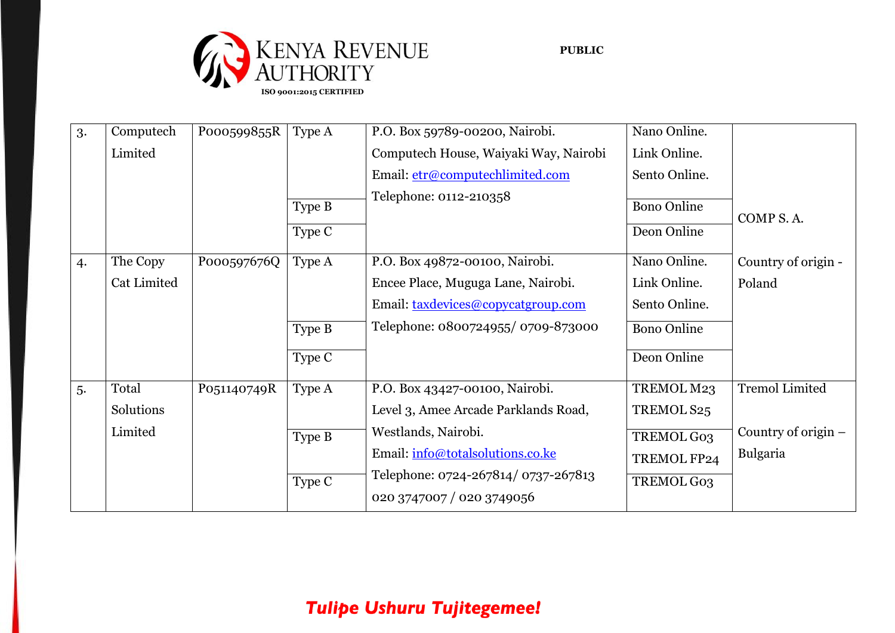| | | | | | | |
|---|---|---|---|---|---|---|
| 3. | Computech Limited | P000599855R | Type A | P.O. Box 59789-00200, Nairobi. Computech House, Waiyaki Way, Nairobi Email: etr@computechlimited.com Telephone: 0112-210358 | Nano Online. Link Online. Sento Online. | COMP S. A. Country of origin - Poland |
| | | | Type B | | Bono Online | |
| | | | Type C | | Deon Online | |
| 4. | The Copy Cat Limited | P000597676Q | Type A | P.O. Box 49872-00100, Nairobi. Encee Place, Muguga Lane, Nairobi. Email: taxdevices@copycatgroup.com Telephone: 0800724955/ 0709-873000 | Nano Online. Link Online. Sento Online. | |
| | | | Type B | | Bono Online | |
| | | | Type C | | Deon Online | |
| 5. | Total Solutions Limited | P051140749R | Type A | P.O. Box 43427-00100, Nairobi. Level 3, Amee Arcade Parklands Road, Westlands, Nairobi. Email: info@totalsolutions.co.ke Telephone: 0724-267814/ 0737-267813 020 3747007 / 020 3749056 | TREMOL M23 TREMOL S25 | Tremol Limited Country of origin – Bulgaria |
| | | | Type B | | TREMOL G03 TREMOL FP24 | |
| | | | Type C | | TREMOL G03 | |

***Tulipe Ushuru Tujitegemee!***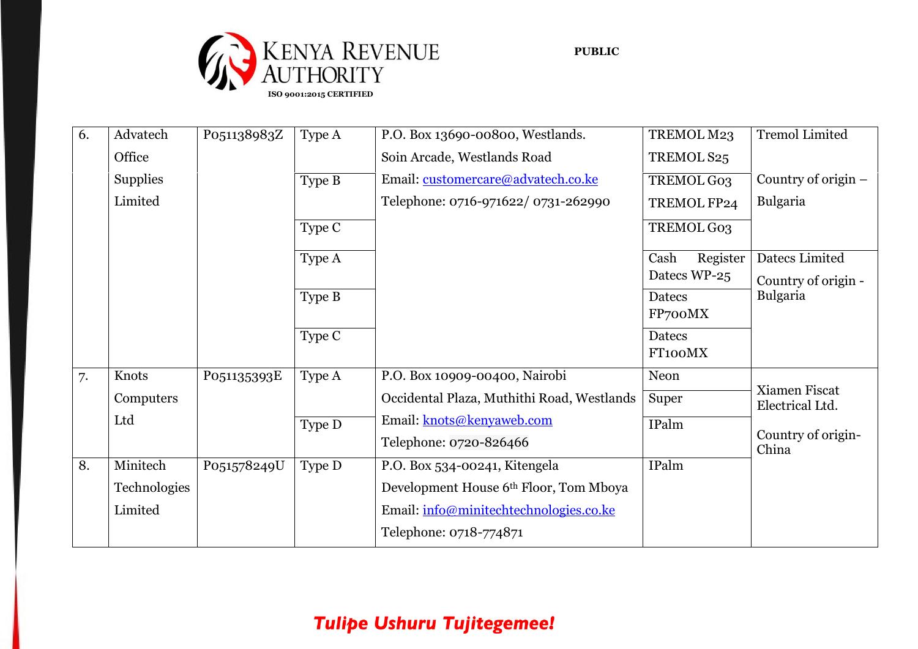| 6. | Advatech Office Supplies Limited | P051138983Z | Type A | P.O. Box 13690-00800, Westlands. Soin Arcade, Westlands Road Email: customercare@advatech.co.ke Telephone: 0716-971622/ 0731-262990 | TREMOL M23 TREMOL S25 | Tremol Limited Country of origin – Bulgaria |
|---|---|---|---|---|---|---|
| | | | Type B | | TREMOL G03 TREMOL FP24 | |
| | | | Type C | | TREMOL G03 | |
| | | | Type A | | Cash Register Datecs WP-25 | Datecs Limited Country of origin - Bulgaria |
| | | | Type B | | Datecs FP700MX | |
| | | | Type C | | Datecs FT100MX | |
| 7. | Knots Computers Ltd | P051135393E | Type A | P.O. Box 10909-00400, Nairobi Occidental Plaza, Muthithi Road, Westlands Email: knots@kenyaweb.com Telephone: 0720-826466 | Neon | Xiamen Fiscat Electrical Ltd. Country of origin- China |
| | | | | | Super | |
| | | | Type D | | IPalm | |
| 8. | Minitech Technologies Limited | P051578249U | Type D | P.O. Box 534-00241, Kitengela Development House 6th Floor, Tom Mboya Email: info@minitechtechnologies.co.ke Telephone: 0718-774871 | IPalm | |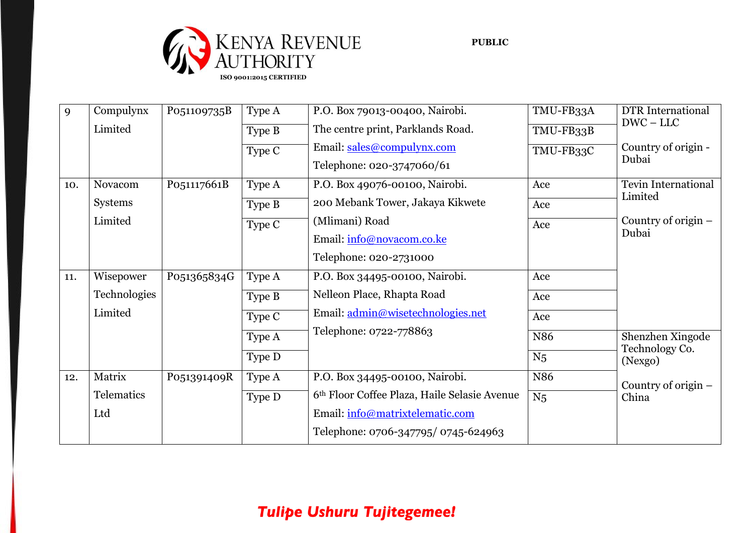| 9 | Compulynx Limited | P051109735B | Type A | P.O. Box 79013-00400, Nairobi. The centre print, Parklands Road. Email: sales@compulynx.com Telephone: 020-3747060/61 | TMU-FB33A | DTR International DWC – LLC Country of origin - Dubai |
|---|---|---|---|---|---|---|
| | | | Type B | | TMU-FB33B | |
| | | | Type C | | TMU-FB33C | |
| 10. | Novacom Systems Limited | P051117661B | Type A | P.O. Box 49076-00100, Nairobi. 200 Mebank Tower, Jakaya Kikwete (Mlimani) Road Email: info@novacom.co.ke Telephone: 020-2731000 | Ace | Tevin International Limited Country of origin – Dubai |
| | | | Type B | | Ace | |
| | | | Type C | | Ace | |
| 11. | Wisepower Technologies Limited | P051365834G | Type A | P.O. Box 34495-00100, Nairobi. Nelleon Place, Rhapta Road Email: admin@wisetechnologies.net Telephone: 0722-778863 | Ace | |
| | | | Type B | | Ace | |
| | | | Type C | | Ace | |
| | | | Type A | | N86 | Shenzhen Xingode Technology Co. (Nexgo) Country of origin – China |
| | | | Type D | | N5 | |
| 12. | Matrix Telematics Ltd | P051391409R | Type A | P.O. Box 34495-00100, Nairobi. 6th Floor Coffee Plaza, Haile Selasie Avenue Email: info@matrixtelematic.com Telephone: 0706-347795/ 0745-624963 | N86 | |
| | | | Type D | | N5 | |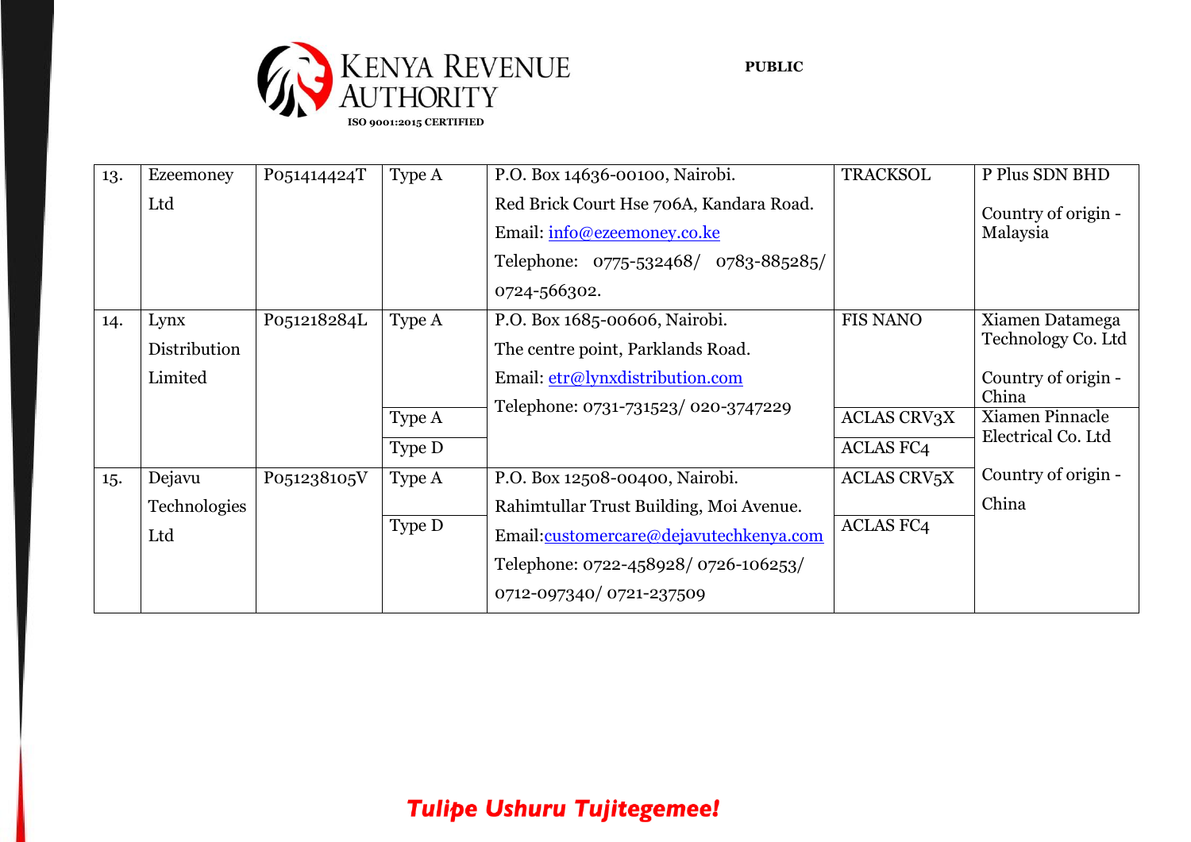| 13. | Ezeemoney Ltd | P051414424T | Type A | P.O. Box 14636-00100, Nairobi. Red Brick Court Hse 706A, Kandara Road. Email: info@ezeemoney.co.ke Telephone: 0775-532468/ 0783-885285/ 0724-566302. | TRACKSOL | P Plus SDN BHD Country of origin - Malaysia |
|---|---|---|---|---|---|---|
| 14. | Lynx Distribution Limited | P051218284L | Type A | P.O. Box 1685-00606, Nairobi. The centre point, Parklands Road. Email: etr@lynxdistribution.com Telephone: 0731-731523/ 020-3747229 | FIS NANO | Xiamen Datamega Technology Co. Ltd Country of origin - China |
| | | | Type A | | ACLAS CRV3X | Xiamen Pinnacle Electrical Co. Ltd Country of origin - China |
| | | | Type D | | ACLAS FC4 | |
| 15. | Dejavu Technologies Ltd | P051238105V | Type A | P.O. Box 12508-00400, Nairobi. Rahimtullar Trust Building, Moi Avenue. Email:customercare@dejavutechkenya.com Telephone: 0722-458928/ 0726-106253/ 0712-097340/ 0721-237509 | ACLAS CRV5X | |
| | | | Type D | | ACLAS FC4 | |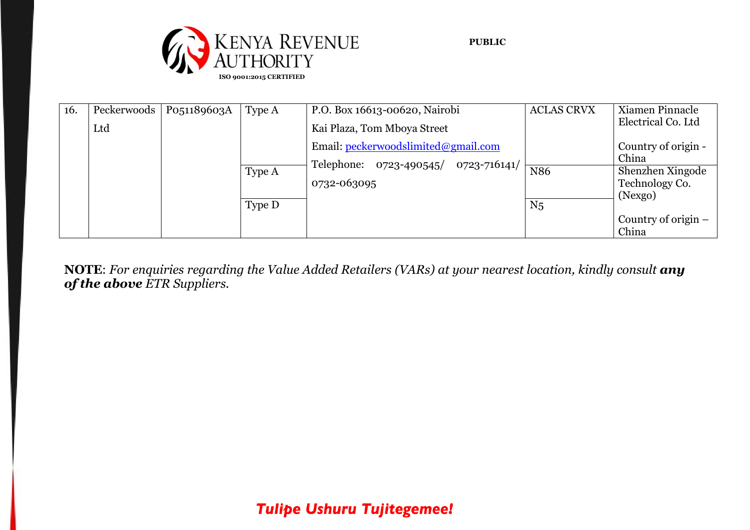| | | | | | | |
|---|---|---|---|---|---|---|
| 16. | Peckerwoods Ltd | P051189603A | Type A | P.O. Box 16613-00620, Nairobi<br>Kai Plaza, Tom Mboya Street<br>Email: peckerwoodslimited@gmail.com<br>Telephone: 0723-490545/ 0723-716141/ 0732-063095 | ACLAS CRVX | Xiamen Pinnacle Electrical Co. Ltd<br><br>Country of origin - China |
| | | | Type A | | N86 | Shenzhen Xingode Technology Co. (Nexgo)<br><br>Country of origin – China |
| | | | Type D | | N5 | |

**NOTE**: *For enquiries regarding the Value Added Retailers (VARs) at your nearest location, kindly consult **any of the above** ETR Suppliers.*